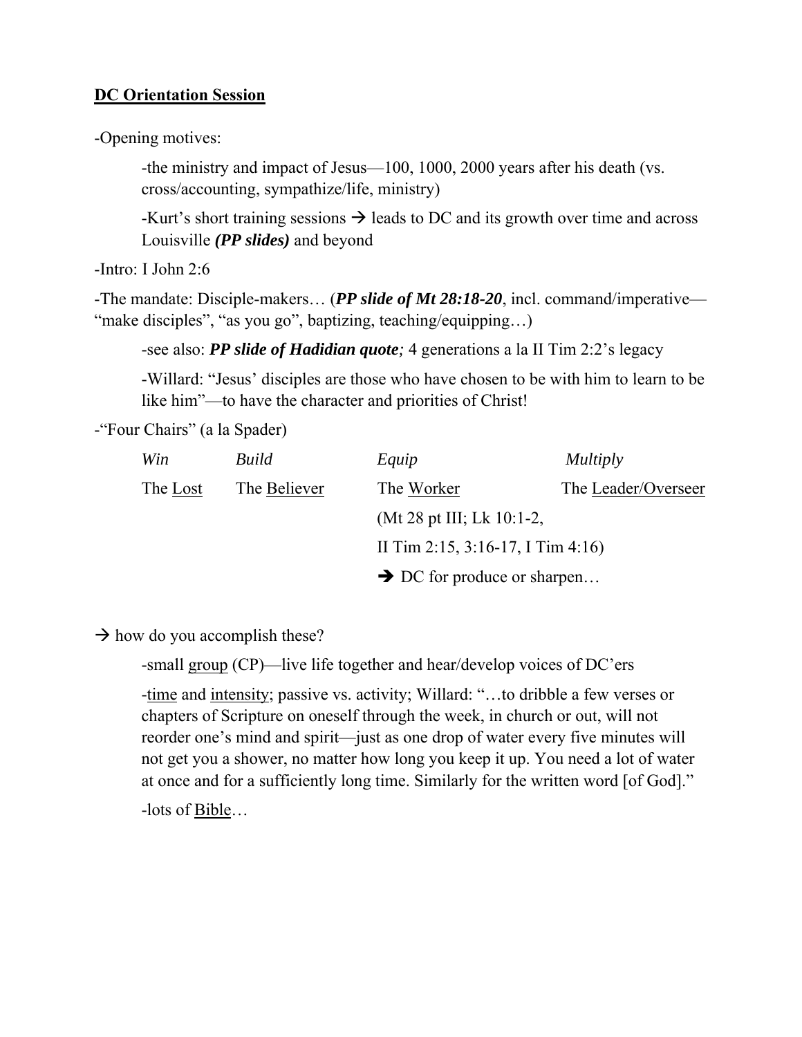**DC Orientation Session**

-Opening motives:

> -the ministry and impact of Jesus—100, 1000, 2000 years after his death (vs. cross/accounting, sympathize/life, ministry)
>
> -Kurt's short training sessions → leads to DC and its growth over time and across Louisville ***(PP slides)*** and beyond

-Intro: I John 2:6

-The mandate: Disciple-makers… (***PP slide of Mt 28:18-20***, incl. command/imperative—"make disciples", "as you go", baptizing, teaching/equipping…)

> -see also: ***PP slide of Hadidian quote;*** 4 generations a la II Tim 2:2's legacy
>
> -Willard: "Jesus' disciples are those who have chosen to be with him to learn to be like him"—to have the character and priorities of Christ!

-"Four Chairs" (a la Spader)

| *Win* | *Build* | *Equip* | *Multiply* |
|---|---|---|---|
| The Lost | The Believer | The Worker | The Leader/Overseer |
| | | (Mt 28 pt III; Lk 10:1-2, | |
| | | II Tim 2:15, 3:16-17, I Tim 4:16) | |
| | | → DC for produce or sharpen… | |

→ how do you accomplish these?

> -small group (CP)—live life together and hear/develop voices of DC'ers
>
> -time and intensity; passive vs. activity; Willard: "…to dribble a few verses or chapters of Scripture on oneself through the week, in church or out, will not reorder one's mind and spirit—just as one drop of water every five minutes will not get you a shower, no matter how long you keep it up. You need a lot of water at once and for a sufficiently long time. Similarly for the written word [of God]."
>
> -lots of Bible…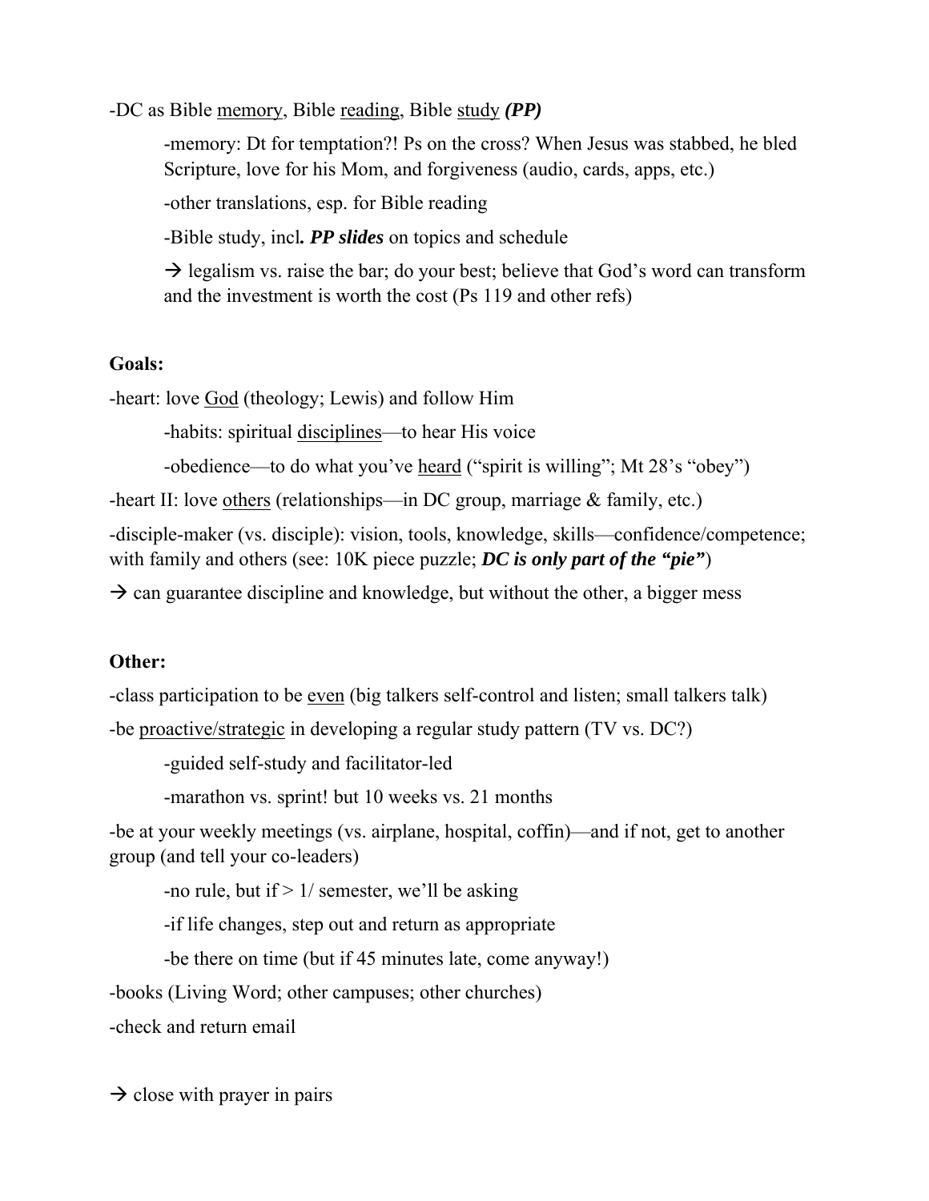-DC as Bible <u>memory</u>, Bible <u>reading</u>, Bible <u>study</u> ***(PP)***

> -memory: Dt for temptation?! Ps on the cross? When Jesus was stabbed, he bled Scripture, love for his Mom, and forgiveness (audio, cards, apps, etc.)
>
> -other translations, esp. for Bible reading
>
> -Bible study, incl***. PP slides*** on topics and schedule
>
> → legalism vs. raise the bar; do your best; believe that God's word can transform and the investment is worth the cost (Ps 119 and other refs)

**Goals:**

-heart: love <u>God</u> (theology; Lewis) and follow Him

> -habits: spiritual <u>disciplines</u>—to hear His voice
>
> -obedience—to do what you've <u>heard</u> ("spirit is willing"; Mt 28's "obey")

-heart II: love <u>others</u> (relationships—in DC group, marriage & family, etc.)

-disciple-maker (vs. disciple): vision, tools, knowledge, skills—confidence/competence; with family and others (see: 10K piece puzzle; ***DC is only part of the "pie"***)

→ can guarantee discipline and knowledge, but without the other, a bigger mess

**Other:**

-class participation to be <u>even</u> (big talkers self-control and listen; small talkers talk)

-be <u>proactive/strategic</u> in developing a regular study pattern (TV vs. DC?)

> -guided self-study and facilitator-led
>
> -marathon vs. sprint! but 10 weeks vs. 21 months

-be at your weekly meetings (vs. airplane, hospital, coffin)—and if not, get to another group (and tell your co-leaders)

> -no rule, but if > 1/ semester, we'll be asking
>
> -if life changes, step out and return as appropriate
>
> -be there on time (but if 45 minutes late, come anyway!)

-books (Living Word; other campuses; other churches)

-check and return email

→ close with prayer in pairs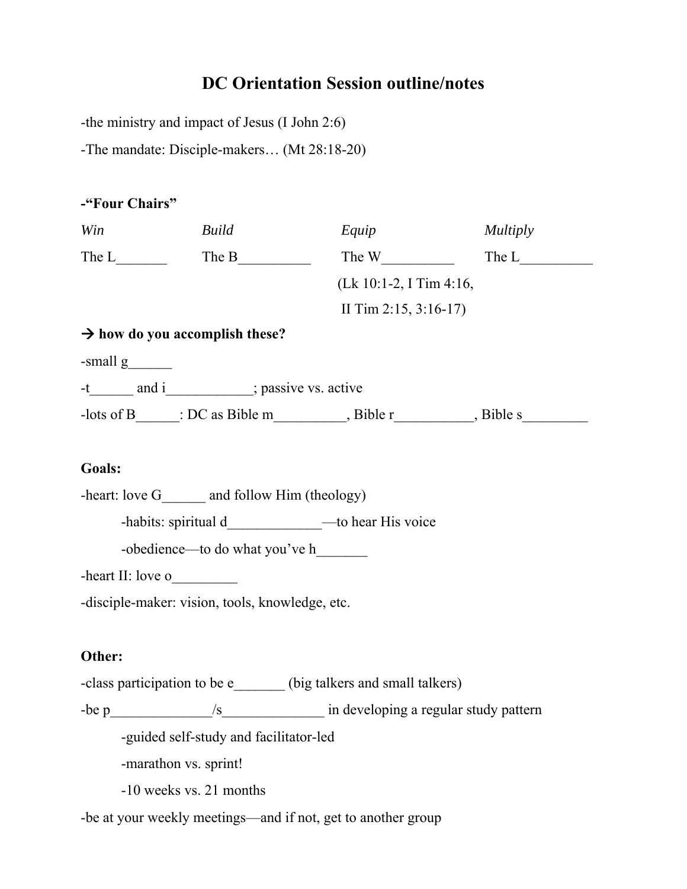# DC Orientation Session outline/notes

-the ministry and impact of Jesus (I John 2:6)

-The mandate: Disciple-makers… (Mt 28:18-20)

**-"Four Chairs"**

| *Win* | *Build* | *Equip* | *Multiply* |
|---|---|---|---|
| The L_______ | The B__________ | The W__________ | The L__________ |
| | | (Lk 10:1-2, I Tim 4:16, II Tim 2:15, 3:16-17) | |

**→ how do you accomplish these?**

-small g______

-t______ and i____________; passive vs. active

-lots of B______: DC as Bible m__________, Bible r___________, Bible s_________

**Goals:**

-heart: love G______ and follow Him (theology)

    -habits: spiritual d_____________—to hear His voice

    -obedience—to do what you've h_______

-heart II: love o_________

-disciple-maker: vision, tools, knowledge, etc.

**Other:**

-class participation to be e_______ (big talkers and small talkers)

-be p______________/s______________ in developing a regular study pattern

    -guided self-study and facilitator-led

    -marathon vs. sprint!

    -10 weeks vs. 21 months

-be at your weekly meetings—and if not, get to another group